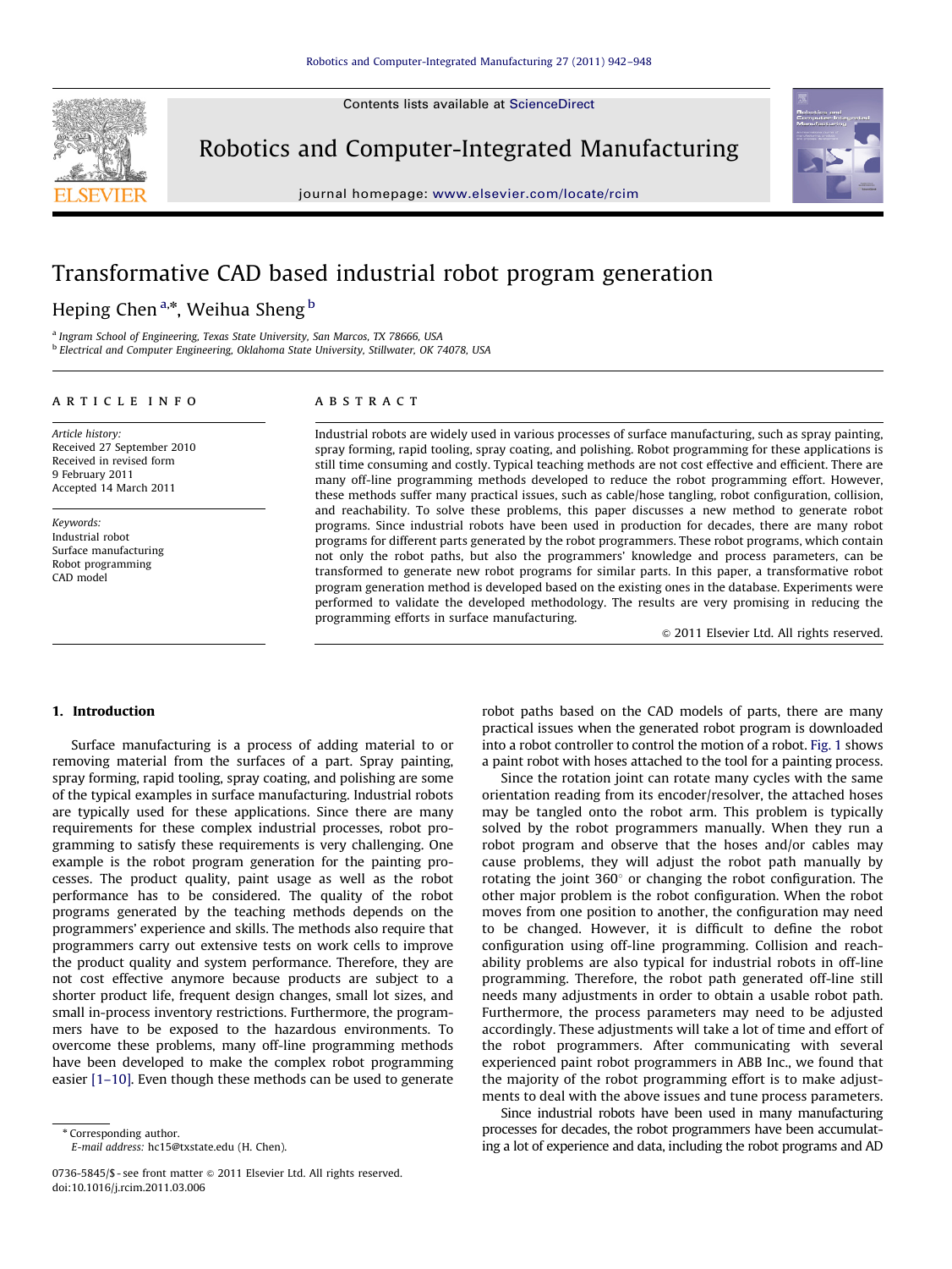Contents lists available at ScienceDirect

Robotics and Computer-Integrated Manufacturing

journal homepage: www.elsevier.com/locate/rcim

# Transformative CAD based industrial robot program generation

Heping Chen [a,*], Weihua Sheng [b]

[a] Ingram School of Engineering, Texas State University, San Marcos, TX 78666, USA
[b] Electrical and Computer Engineering, Oklahoma State University, Stillwater, OK 74078, USA

**ARTICLE INFO**

*Article history:*
Received 27 September 2010
Received in revised form
9 February 2011
Accepted 14 March 2011

*Keywords:*
Industrial robot
Surface manufacturing
Robot programming
CAD model

**ABSTRACT**

Industrial robots are widely used in various processes of surface manufacturing, such as spray painting, spray forming, rapid tooling, spray coating, and polishing. Robot programming for these applications is still time consuming and costly. Typical teaching methods are not cost effective and efficient. There are many off-line programming methods developed to reduce the robot programming effort. However, these methods suffer many practical issues, such as cable/hose tangling, robot configuration, collision, and reachability. To solve these problems, this paper discusses a new method to generate robot programs. Since industrial robots have been used in production for decades, there are many robot programs for different parts generated by the robot programmers. These robot programs, which contain not only the robot paths, but also the programmers' knowledge and process parameters, can be transformed to generate new robot programs for similar parts. In this paper, a transformative robot program generation method is developed based on the existing ones in the database. Experiments were performed to validate the developed methodology. The results are very promising in reducing the programming efforts in surface manufacturing.

© 2011 Elsevier Ltd. All rights reserved.

## 1. Introduction

Surface manufacturing is a process of adding material to or removing material from the surfaces of a part. Spray painting, spray forming, rapid tooling, spray coating, and polishing are some of the typical examples in surface manufacturing. Industrial robots are typically used for these applications. Since there are many requirements for these complex industrial processes, robot programming to satisfy these requirements is very challenging. One example is the robot program generation for the painting processes. The product quality, paint usage as well as the robot performance has to be considered. The quality of the robot programs generated by the teaching methods depends on the programmers' experience and skills. The methods also require that programmers carry out extensive tests on work cells to improve the product quality and system performance. Therefore, they are not cost effective anymore because products are subject to a shorter product life, frequent design changes, small lot sizes, and small in-process inventory restrictions. Furthermore, the programmers have to be exposed to the hazardous environments. To overcome these problems, many off-line programming methods have been developed to make the complex robot programming easier [1–10]. Even though these methods can be used to generate robot paths based on the CAD models of parts, there are many practical issues when the generated robot program is downloaded into a robot controller to control the motion of a robot. Fig. 1 shows a paint robot with hoses attached to the tool for a painting process.

Since the rotation joint can rotate many cycles with the same orientation reading from its encoder/resolver, the attached hoses may be tangled onto the robot arm. This problem is typically solved by the robot programmers manually. When they run a robot program and observe that the hoses and/or cables may cause problems, they will adjust the robot path manually by rotating the joint 360° or changing the robot configuration. The other major problem is the robot configuration. When the robot moves from one position to another, the configuration may need to be changed. However, it is difficult to define the robot configuration using off-line programming. Collision and reachability problems are also typical for industrial robots in off-line programming. Therefore, the robot path generated off-line still needs many adjustments in order to obtain a usable robot path. Furthermore, the process parameters may need to be adjusted accordingly. These adjustments will take a lot of time and effort of the robot programmers. After communicating with several experienced paint robot programmers in ABB Inc., we found that the majority of the robot programming effort is to make adjustments to deal with the above issues and tune process parameters.

Since industrial robots have been used in many manufacturing processes for decades, the robot programmers have been accumulating a lot of experience and data, including the robot programs and AD

\* Corresponding author.
E-mail address: hc15@txstate.edu (H. Chen).

0736-5845/$ - see front matter © 2011 Elsevier Ltd. All rights reserved.
doi:10.1016/j.rcim.2011.03.006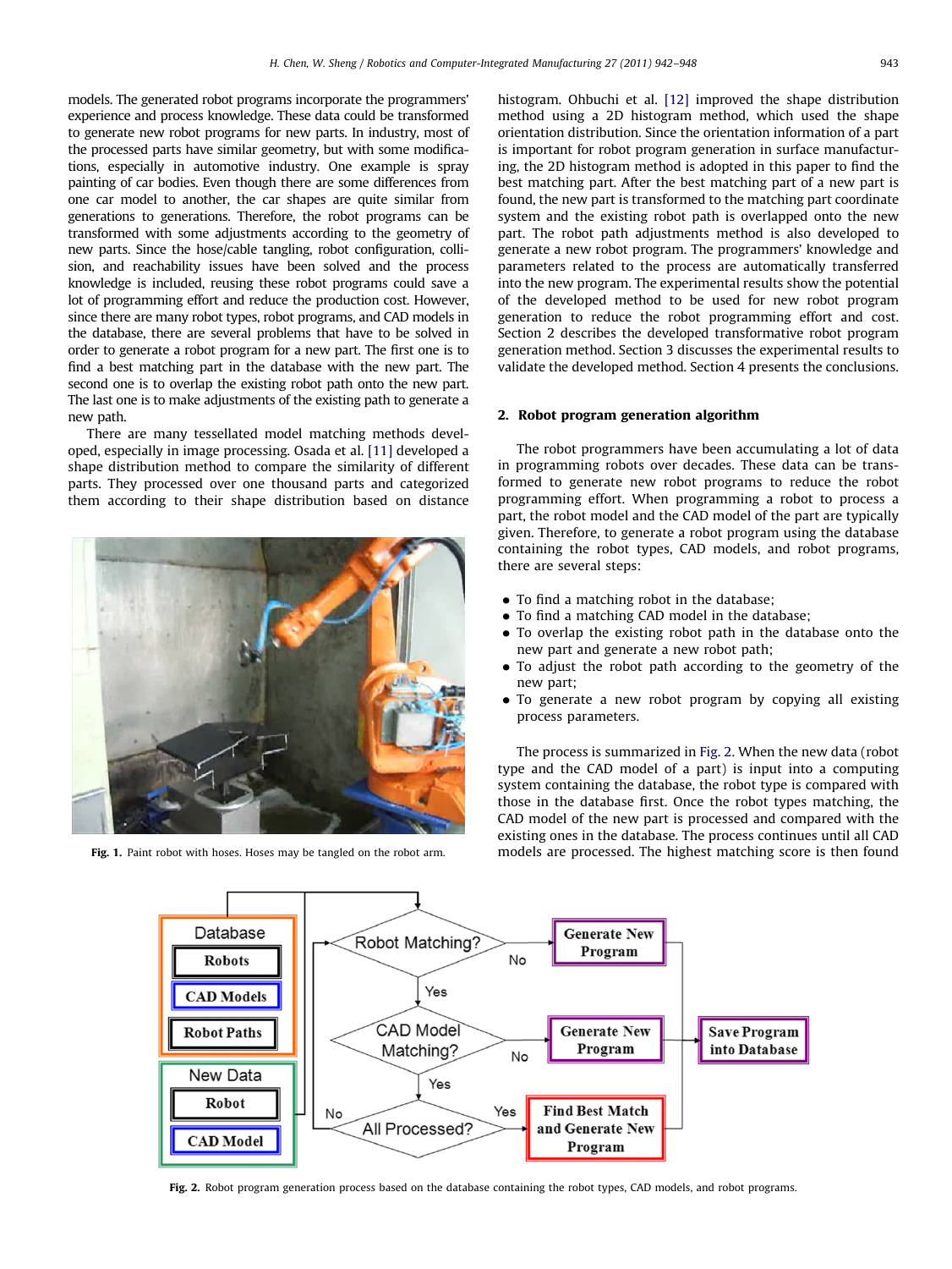models. The generated robot programs incorporate the programmers' experience and process knowledge. These data could be transformed to generate new robot programs for new parts. In industry, most of the processed parts have similar geometry, but with some modifications, especially in automotive industry. One example is spray painting of car bodies. Even though there are some differences from one car model to another, the car shapes are quite similar from generations to generations. Therefore, the robot programs can be transformed with some adjustments according to the geometry of new parts. Since the hose/cable tangling, robot configuration, collision, and reachability issues have been solved and the process knowledge is included, reusing these robot programs could save a lot of programming effort and reduce the production cost. However, since there are many robot types, robot programs, and CAD models in the database, there are several problems that have to be solved in order to generate a robot program for a new part. The first one is to find a best matching part in the database with the new part. The second one is to overlap the existing robot path onto the new part. The last one is to make adjustments of the existing path to generate a new path.

There are many tessellated model matching methods developed, especially in image processing. Osada et al. [11] developed a shape distribution method to compare the similarity of different parts. They processed over one thousand parts and categorized them according to their shape distribution based on distance histogram. Ohbuchi et al. [12] improved the shape distribution method using a 2D histogram method, which used the shape orientation distribution. Since the orientation information of a part is important for robot program generation in surface manufacturing, the 2D histogram method is adopted in this paper to find the best matching part. After the best matching part of a new part is found, the new part is transformed to the matching part coordinate system and the existing robot path is overlapped onto the new part. The robot path adjustments method is also developed to generate a new robot program. The programmers' knowledge and parameters related to the process are automatically transferred into the new program. The experimental results show the potential of the developed method to be used for new robot program generation to reduce the robot programming effort and cost. Section 2 describes the developed transformative robot program generation method. Section 3 discusses the experimental results to validate the developed method. Section 4 presents the conclusions.

**Fig. 1.** Paint robot with hoses. Hoses may be tangled on the robot arm.

## 2. Robot program generation algorithm

The robot programmers have been accumulating a lot of data in programming robots over decades. These data can be transformed to generate new robot programs to reduce the robot programming effort. When programming a robot to process a part, the robot model and the CAD model of the part are typically given. Therefore, to generate a robot program using the database containing the robot types, CAD models, and robot programs, there are several steps:

- To find a matching robot in the database;
- To find a matching CAD model in the database;
- To overlap the existing robot path in the database onto the new part and generate a new robot path;
- To adjust the robot path according to the geometry of the new part;
- To generate a new robot program by copying all existing process parameters.

The process is summarized in Fig. 2. When the new data (robot type and the CAD model of a part) is input into a computing system containing the database, the robot type is compared with those in the database first. Once the robot types matching, the CAD model of the new part is processed and compared with the existing ones in the database. The process continues until all CAD models are processed. The highest matching score is then found

Database
Robots
CAD Models
Robot Paths
New Data
Robot
CAD Model
Robot Matching?
No
Yes
Generate New Program
CAD Model Matching?
No
Yes
Generate New Program
Save Program into Database
All Processed?
No
Yes
Find Best Match and Generate New Program

**Fig. 2.** Robot program generation process based on the database containing the robot types, CAD models, and robot programs.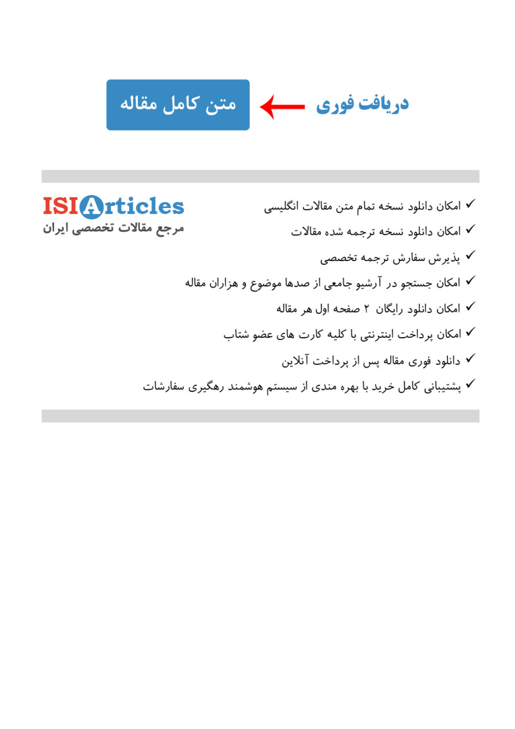دریافت فوری ← متن کامل مقاله

**ISIArticles**
مرجع مقالات تخصصی ایران

- ✓ امکان دانلود نسخه تمام متن مقالات انگلیسی
- ✓ امکان دانلود نسخه ترجمه شده مقالات
- ✓ پذیرش سفارش ترجمه تخصصی
- ✓ امکان جستجو در آرشیو جامعی از صدها موضوع و هزاران مقاله
- ✓ امکان دانلود رایگان ۲ صفحه اول هر مقاله
- ✓ امکان پرداخت اینترنتی با کلیه کارت های عضو شتاب
- ✓ دانلود فوری مقاله پس از پرداخت آنلاین
- ✓ پشتیبانی کامل خرید با بهره مندی از سیستم هوشمند رهگیری سفارشات